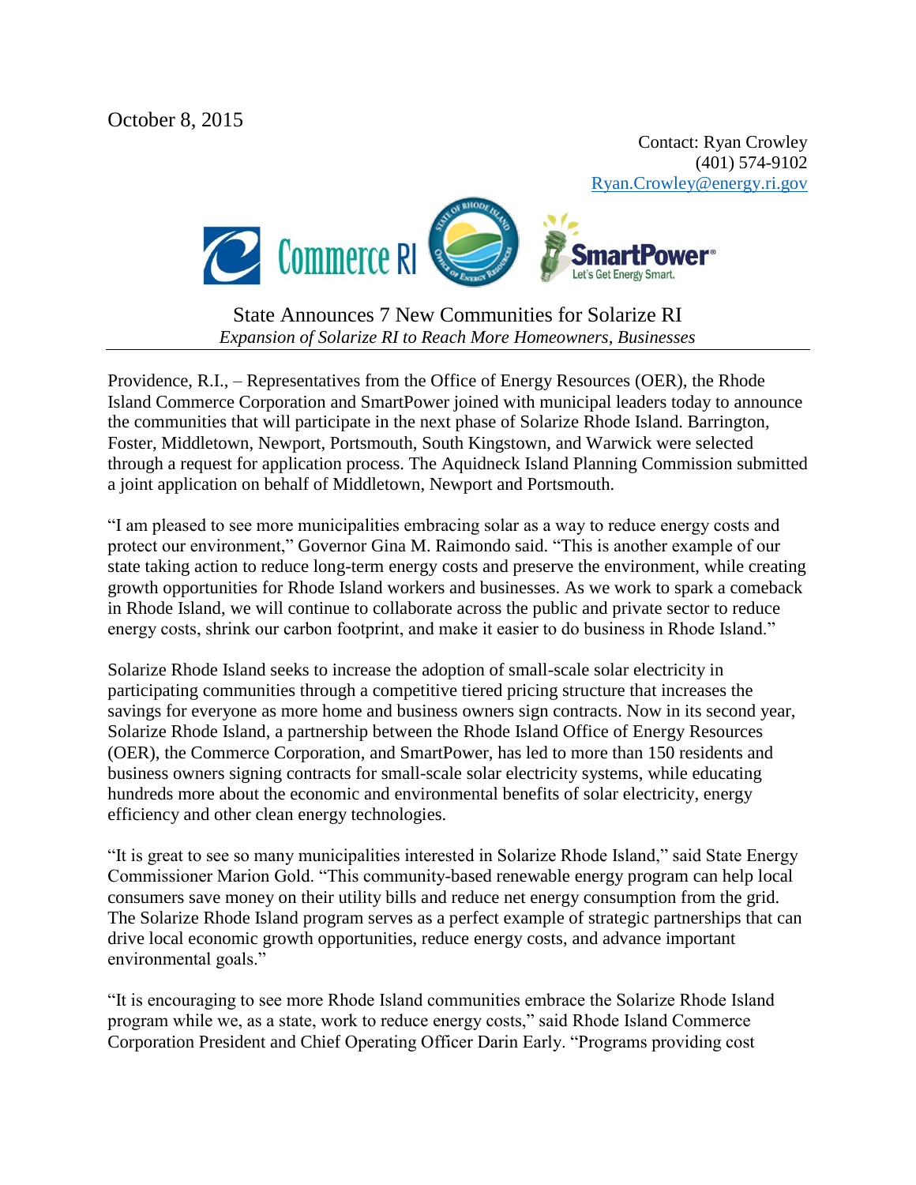October 8, 2015

Contact: Ryan Crowley
(401) 574-9102
Ryan.Crowley@energy.ri.gov

# State Announces 7 New Communities for Solarize RI

*Expansion of Solarize RI to Reach More Homeowners, Businesses*

Providence, R.I., – Representatives from the Office of Energy Resources (OER), the Rhode Island Commerce Corporation and SmartPower joined with municipal leaders today to announce the communities that will participate in the next phase of Solarize Rhode Island. Barrington, Foster, Middletown, Newport, Portsmouth, South Kingstown, and Warwick were selected through a request for application process. The Aquidneck Island Planning Commission submitted a joint application on behalf of Middletown, Newport and Portsmouth.

"I am pleased to see more municipalities embracing solar as a way to reduce energy costs and protect our environment," Governor Gina M. Raimondo said. "This is another example of our state taking action to reduce long-term energy costs and preserve the environment, while creating growth opportunities for Rhode Island workers and businesses. As we work to spark a comeback in Rhode Island, we will continue to collaborate across the public and private sector to reduce energy costs, shrink our carbon footprint, and make it easier to do business in Rhode Island."

Solarize Rhode Island seeks to increase the adoption of small-scale solar electricity in participating communities through a competitive tiered pricing structure that increases the savings for everyone as more home and business owners sign contracts. Now in its second year, Solarize Rhode Island, a partnership between the Rhode Island Office of Energy Resources (OER), the Commerce Corporation, and SmartPower, has led to more than 150 residents and business owners signing contracts for small-scale solar electricity systems, while educating hundreds more about the economic and environmental benefits of solar electricity, energy efficiency and other clean energy technologies.

"It is great to see so many municipalities interested in Solarize Rhode Island," said State Energy Commissioner Marion Gold. "This community-based renewable energy program can help local consumers save money on their utility bills and reduce net energy consumption from the grid. The Solarize Rhode Island program serves as a perfect example of strategic partnerships that can drive local economic growth opportunities, reduce energy costs, and advance important environmental goals."

"It is encouraging to see more Rhode Island communities embrace the Solarize Rhode Island program while we, as a state, work to reduce energy costs," said Rhode Island Commerce Corporation President and Chief Operating Officer Darin Early. "Programs providing cost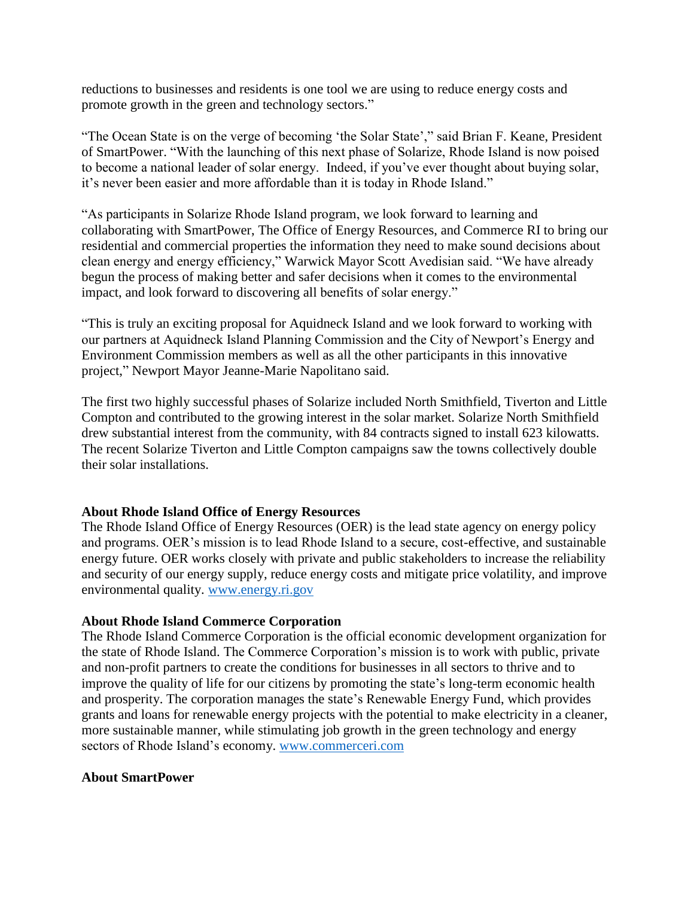reductions to businesses and residents is one tool we are using to reduce energy costs and promote growth in the green and technology sectors."

"The Ocean State is on the verge of becoming 'the Solar State'," said Brian F. Keane, President of SmartPower. "With the launching of this next phase of Solarize, Rhode Island is now poised to become a national leader of solar energy. Indeed, if you've ever thought about buying solar, it's never been easier and more affordable than it is today in Rhode Island."

"As participants in Solarize Rhode Island program, we look forward to learning and collaborating with SmartPower, The Office of Energy Resources, and Commerce RI to bring our residential and commercial properties the information they need to make sound decisions about clean energy and energy efficiency," Warwick Mayor Scott Avedisian said. "We have already begun the process of making better and safer decisions when it comes to the environmental impact, and look forward to discovering all benefits of solar energy."

"This is truly an exciting proposal for Aquidneck Island and we look forward to working with our partners at Aquidneck Island Planning Commission and the City of Newport's Energy and Environment Commission members as well as all the other participants in this innovative project," Newport Mayor Jeanne-Marie Napolitano said.

The first two highly successful phases of Solarize included North Smithfield, Tiverton and Little Compton and contributed to the growing interest in the solar market. Solarize North Smithfield drew substantial interest from the community, with 84 contracts signed to install 623 kilowatts. The recent Solarize Tiverton and Little Compton campaigns saw the towns collectively double their solar installations.

**About Rhode Island Office of Energy Resources**

The Rhode Island Office of Energy Resources (OER) is the lead state agency on energy policy and programs. OER's mission is to lead Rhode Island to a secure, cost-effective, and sustainable energy future. OER works closely with private and public stakeholders to increase the reliability and security of our energy supply, reduce energy costs and mitigate price volatility, and improve environmental quality. [www.energy.ri.gov](http://www.energy.ri.gov)

**About Rhode Island Commerce Corporation**

The Rhode Island Commerce Corporation is the official economic development organization for the state of Rhode Island. The Commerce Corporation's mission is to work with public, private and non-profit partners to create the conditions for businesses in all sectors to thrive and to improve the quality of life for our citizens by promoting the state's long-term economic health and prosperity. The corporation manages the state's Renewable Energy Fund, which provides grants and loans for renewable energy projects with the potential to make electricity in a cleaner, more sustainable manner, while stimulating job growth in the green technology and energy sectors of Rhode Island's economy. [www.commerceri.com](http://www.commerceri.com)

**About SmartPower**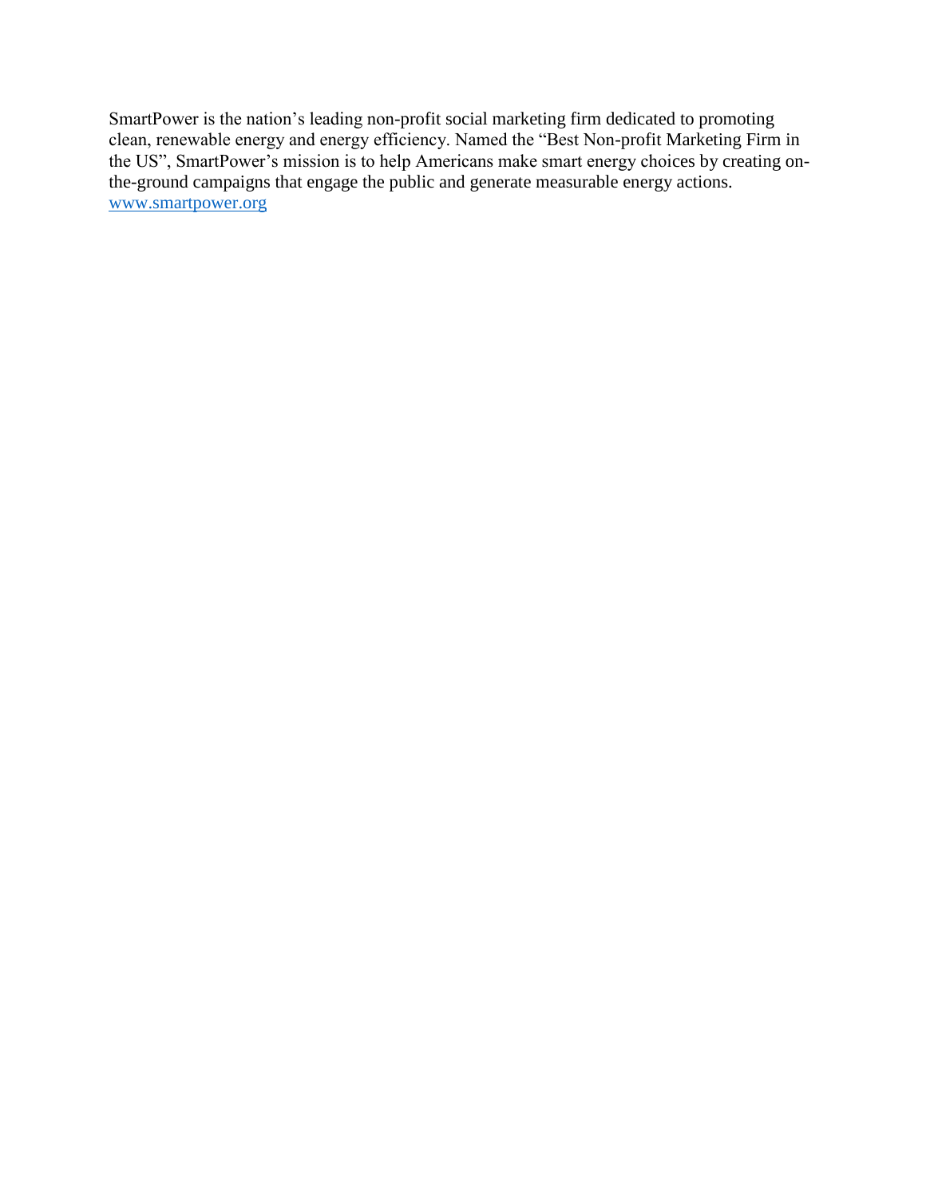SmartPower is the nation's leading non-profit social marketing firm dedicated to promoting clean, renewable energy and energy efficiency. Named the "Best Non-profit Marketing Firm in the US", SmartPower's mission is to help Americans make smart energy choices by creating on-the-ground campaigns that engage the public and generate measurable energy actions. www.smartpower.org